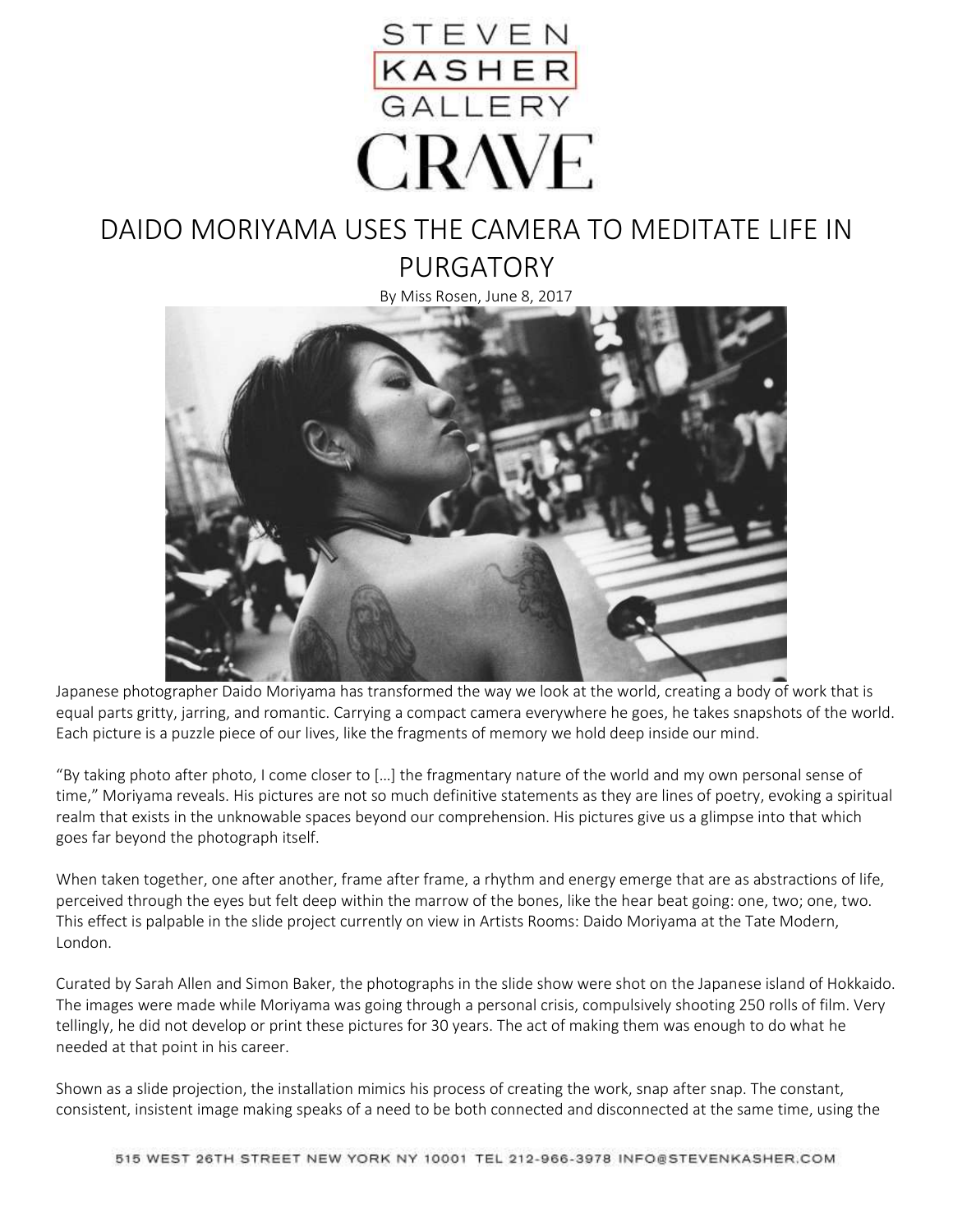STEVEN KASHER GALLERY

CRAVE

# DAIDO MORIYAMA USES THE CAMERA TO MEDITATE LIFE IN PURGATORY

By Miss Rosen, June 8, 2017

Japanese photographer Daido Moriyama has transformed the way we look at the world, creating a body of work that is equal parts gritty, jarring, and romantic. Carrying a compact camera everywhere he goes, he takes snapshots of the world. Each picture is a puzzle piece of our lives, like the fragments of memory we hold deep inside our mind.

"By taking photo after photo, I come closer to […] the fragmentary nature of the world and my own personal sense of time," Moriyama reveals. His pictures are not so much definitive statements as they are lines of poetry, evoking a spiritual realm that exists in the unknowable spaces beyond our comprehension. His pictures give us a glimpse into that which goes far beyond the photograph itself.

When taken together, one after another, frame after frame, a rhythm and energy emerge that are as abstractions of life, perceived through the eyes but felt deep within the marrow of the bones, like the hear beat going: one, two; one, two. This effect is palpable in the slide project currently on view in Artists Rooms: Daido Moriyama at the Tate Modern, London.

Curated by Sarah Allen and Simon Baker, the photographs in the slide show were shot on the Japanese island of Hokkaido. The images were made while Moriyama was going through a personal crisis, compulsively shooting 250 rolls of film. Very tellingly, he did not develop or print these pictures for 30 years. The act of making them was enough to do what he needed at that point in his career.

Shown as a slide projection, the installation mimics his process of creating the work, snap after snap. The constant, consistent, insistent image making speaks of a need to be both connected and disconnected at the same time, using the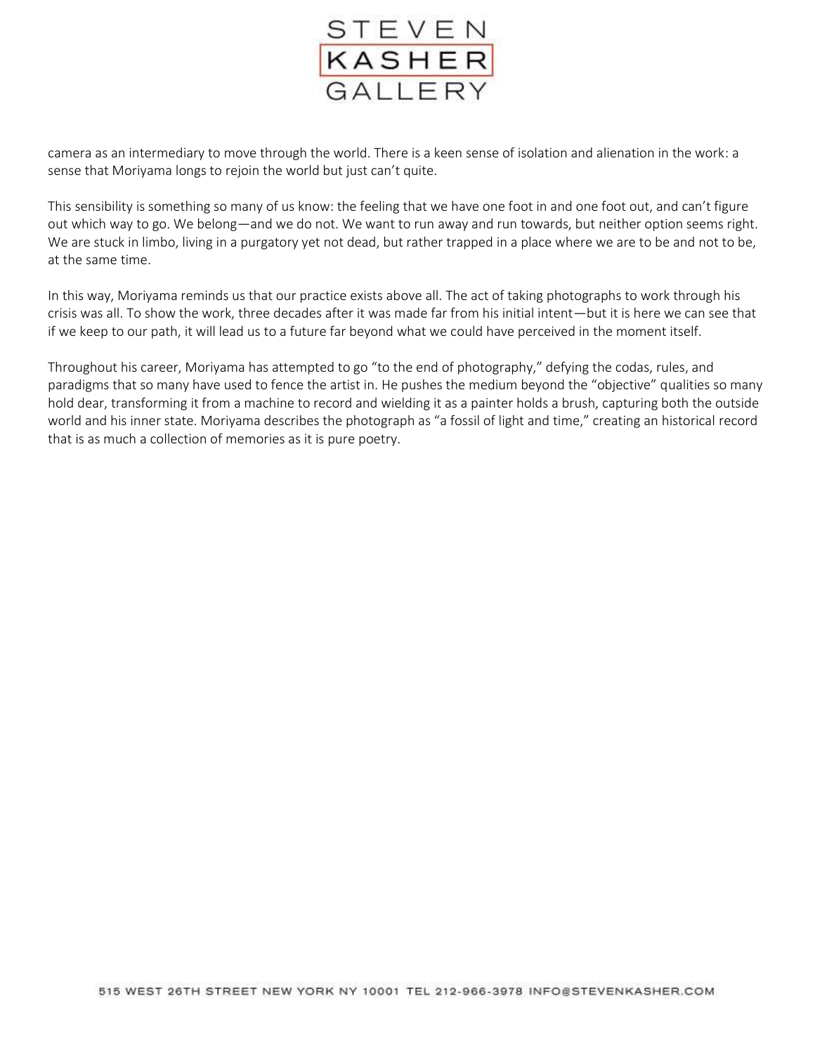camera as an intermediary to move through the world. There is a keen sense of isolation and alienation in the work: a sense that Moriyama longs to rejoin the world but just can't quite.

This sensibility is something so many of us know: the feeling that we have one foot in and one foot out, and can't figure out which way to go. We belong—and we do not. We want to run away and run towards, but neither option seems right. We are stuck in limbo, living in a purgatory yet not dead, but rather trapped in a place where we are to be and not to be, at the same time.

In this way, Moriyama reminds us that our practice exists above all. The act of taking photographs to work through his crisis was all. To show the work, three decades after it was made far from his initial intent—but it is here we can see that if we keep to our path, it will lead us to a future far beyond what we could have perceived in the moment itself.

Throughout his career, Moriyama has attempted to go "to the end of photography," defying the codas, rules, and paradigms that so many have used to fence the artist in. He pushes the medium beyond the "objective" qualities so many hold dear, transforming it from a machine to record and wielding it as a painter holds a brush, capturing both the outside world and his inner state. Moriyama describes the photograph as "a fossil of light and time," creating an historical record that is as much a collection of memories as it is pure poetry.